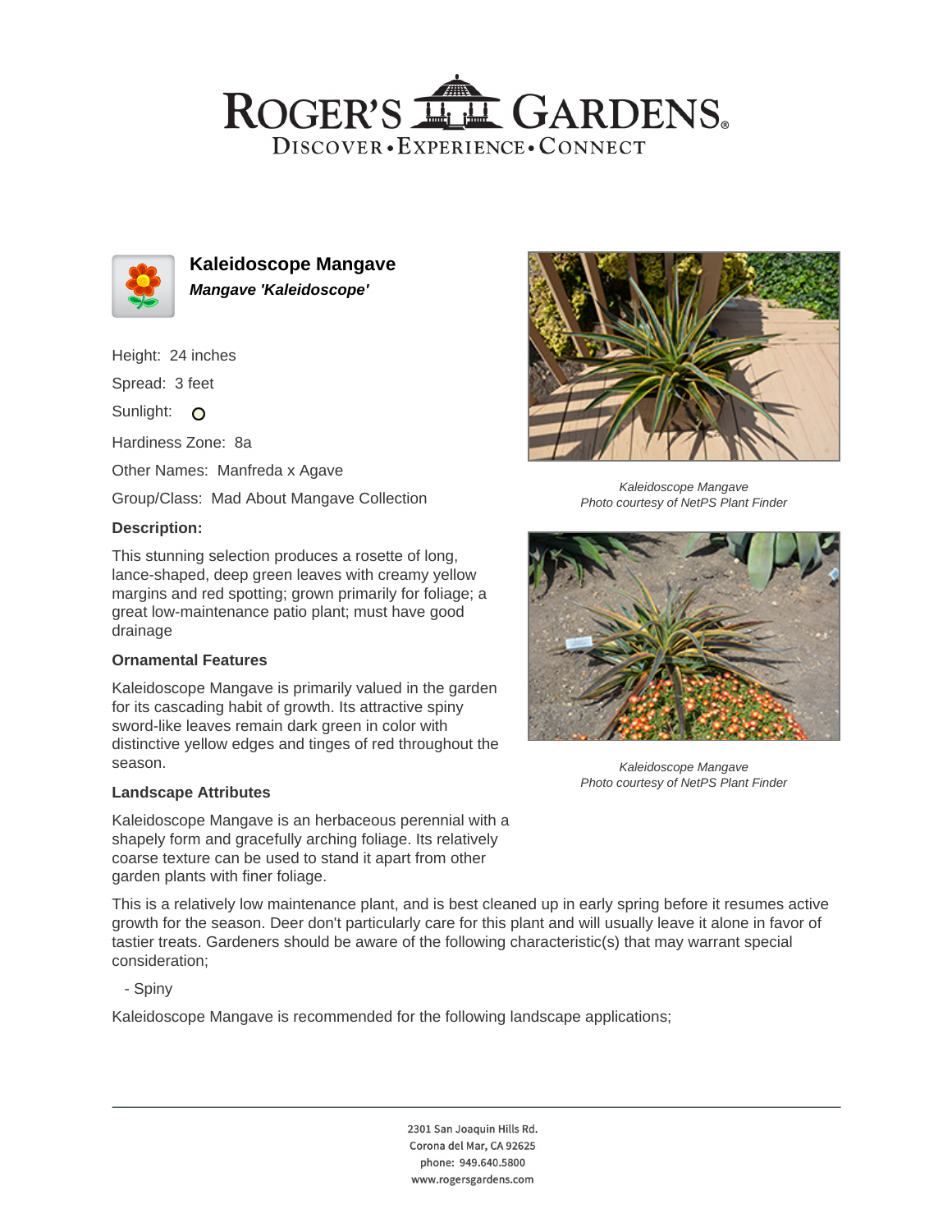# Kaleidoscope Mangave

***Mangave 'Kaleidoscope'***

Height: 24 inches

Spread: 3 feet

Sunlight: ○

Hardiness Zone: 8a

Other Names: Manfreda x Agave

Group/Class: Mad About Mangave Collection

### Description:

This stunning selection produces a rosette of long, lance-shaped, deep green leaves with creamy yellow margins and red spotting; grown primarily for foliage; a great low-maintenance patio plant; must have good drainage

### Ornamental Features

Kaleidoscope Mangave is primarily valued in the garden for its cascading habit of growth. Its attractive spiny sword-like leaves remain dark green in color with distinctive yellow edges and tinges of red throughout the season.

### Landscape Attributes

Kaleidoscope Mangave is an herbaceous perennial with a shapely form and gracefully arching foliage. Its relatively coarse texture can be used to stand it apart from other garden plants with finer foliage.

This is a relatively low maintenance plant, and is best cleaned up in early spring before it resumes active growth for the season. Deer don't particularly care for this plant and will usually leave it alone in favor of tastier treats. Gardeners should be aware of the following characteristic(s) that may warrant special consideration;

- Spiny

Kaleidoscope Mangave is recommended for the following landscape applications;

*Kaleidoscope Mangave*
*Photo courtesy of NetPS Plant Finder*

*Kaleidoscope Mangave*
*Photo courtesy of NetPS Plant Finder*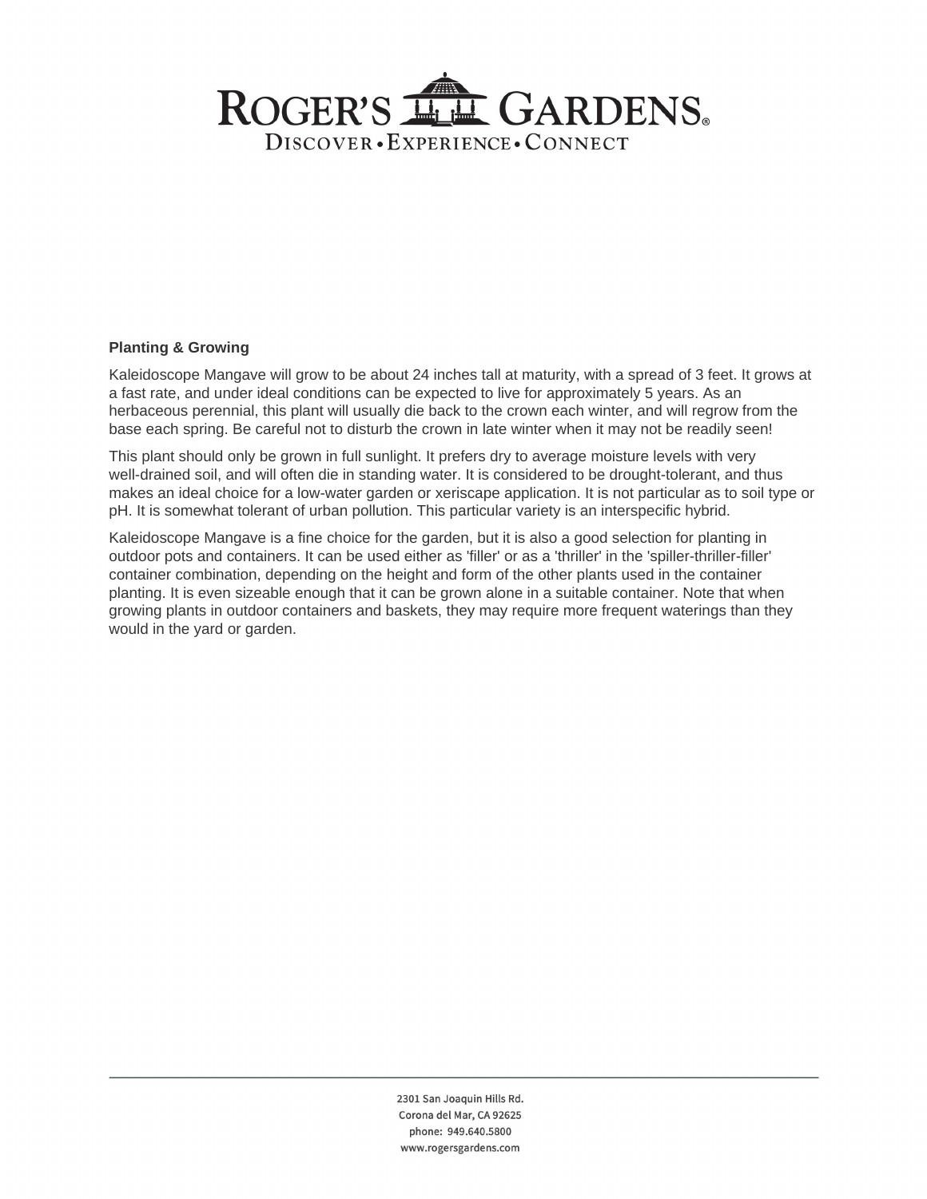**Planting & Growing**

Kaleidoscope Mangave will grow to be about 24 inches tall at maturity, with a spread of 3 feet. It grows at a fast rate, and under ideal conditions can be expected to live for approximately 5 years. As an herbaceous perennial, this plant will usually die back to the crown each winter, and will regrow from the base each spring. Be careful not to disturb the crown in late winter when it may not be readily seen!

This plant should only be grown in full sunlight. It prefers dry to average moisture levels with very well-drained soil, and will often die in standing water. It is considered to be drought-tolerant, and thus makes an ideal choice for a low-water garden or xeriscape application. It is not particular as to soil type or pH. It is somewhat tolerant of urban pollution. This particular variety is an interspecific hybrid.

Kaleidoscope Mangave is a fine choice for the garden, but it is also a good selection for planting in outdoor pots and containers. It can be used either as 'filler' or as a 'thriller' in the 'spiller-thriller-filler' container combination, depending on the height and form of the other plants used in the container planting. It is even sizeable enough that it can be grown alone in a suitable container. Note that when growing plants in outdoor containers and baskets, they may require more frequent waterings than they would in the yard or garden.